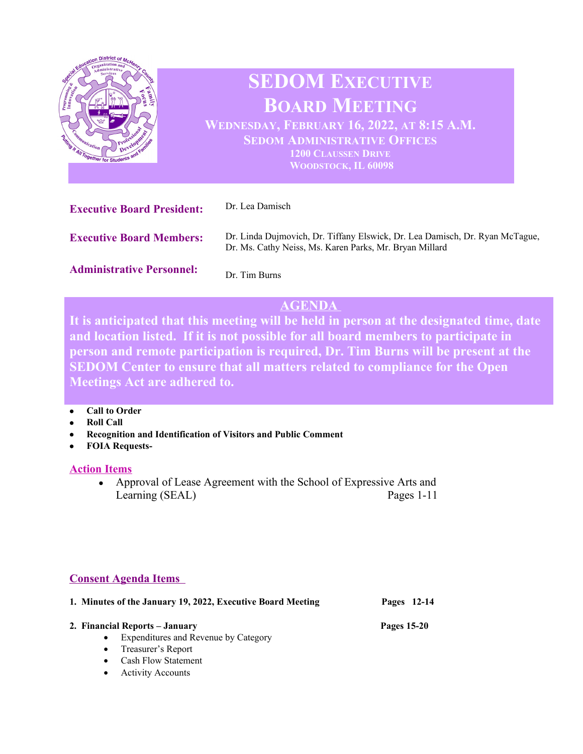# SEDOM Executive Board Meeting

**Wednesday, February 16, 2022, at 8:15 A.M.**
**SEDOM Administrative Offices**
**1200 Claussen Drive**
**Woodstock, IL 60098**

**Executive Board President:** Dr. Lea Damisch

**Executive Board Members:** Dr. Linda Dujmovich, Dr. Tiffany Elswick, Dr. Lea Damisch, Dr. Ryan McTague, Dr. Ms. Cathy Neiss, Ms. Karen Parks, Mr. Bryan Millard

**Administrative Personnel:** Dr. Tim Burns

## AGENDA

**It is anticipated that this meeting will be held in person at the designated time, date and location listed. If it is not possible for all board members to participate in person and remote participation is required, Dr. Tim Burns will be present at the SEDOM Center to ensure that all matters related to compliance for the Open Meetings Act are adhered to.**

- **Call to Order**
- **Roll Call**
- **Recognition and Identification of Visitors and Public Comment**
- **FOIA Requests-**

### Action Items

- Approval of Lease Agreement with the School of Expressive Arts and Learning (SEAL) — Pages 1-11

### Consent Agenda Items

1. **Minutes of the January 19, 2022, Executive Board Meeting** — **Pages 12-14**
2. **Financial Reports – January** — **Pages 15-20**
   - Expenditures and Revenue by Category
   - Treasurer's Report
   - Cash Flow Statement
   - Activity Accounts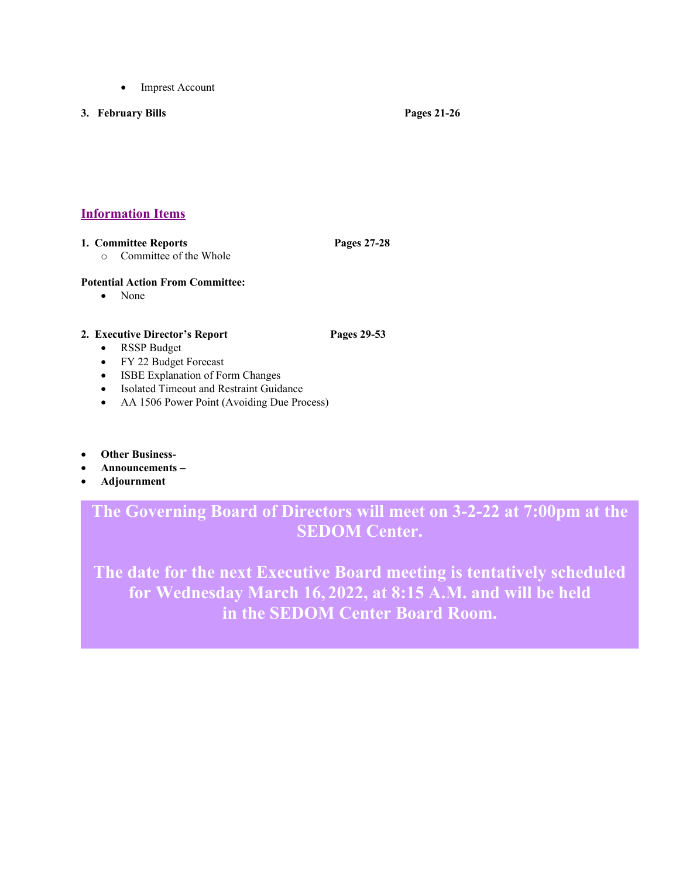- Imprest Account

**3. February Bills** **Pages 21-26**

## Information Items

**1. Committee Reports** **Pages 27-28**
- Committee of the Whole

**Potential Action From Committee:**
- None

**2. Executive Director's Report** **Pages 29-53**
- RSSP Budget
- FY 22 Budget Forecast
- ISBE Explanation of Form Changes
- Isolated Timeout and Restraint Guidance
- AA 1506 Power Point (Avoiding Due Process)

- **Other Business-**
- **Announcements –**
- **Adjournment**

**The Governing Board of Directors will meet on 3-2-22 at 7:00pm at the SEDOM Center.**

**The date for the next Executive Board meeting is tentatively scheduled for Wednesday March 16, 2022, at 8:15 A.M. and will be held in the SEDOM Center Board Room.**